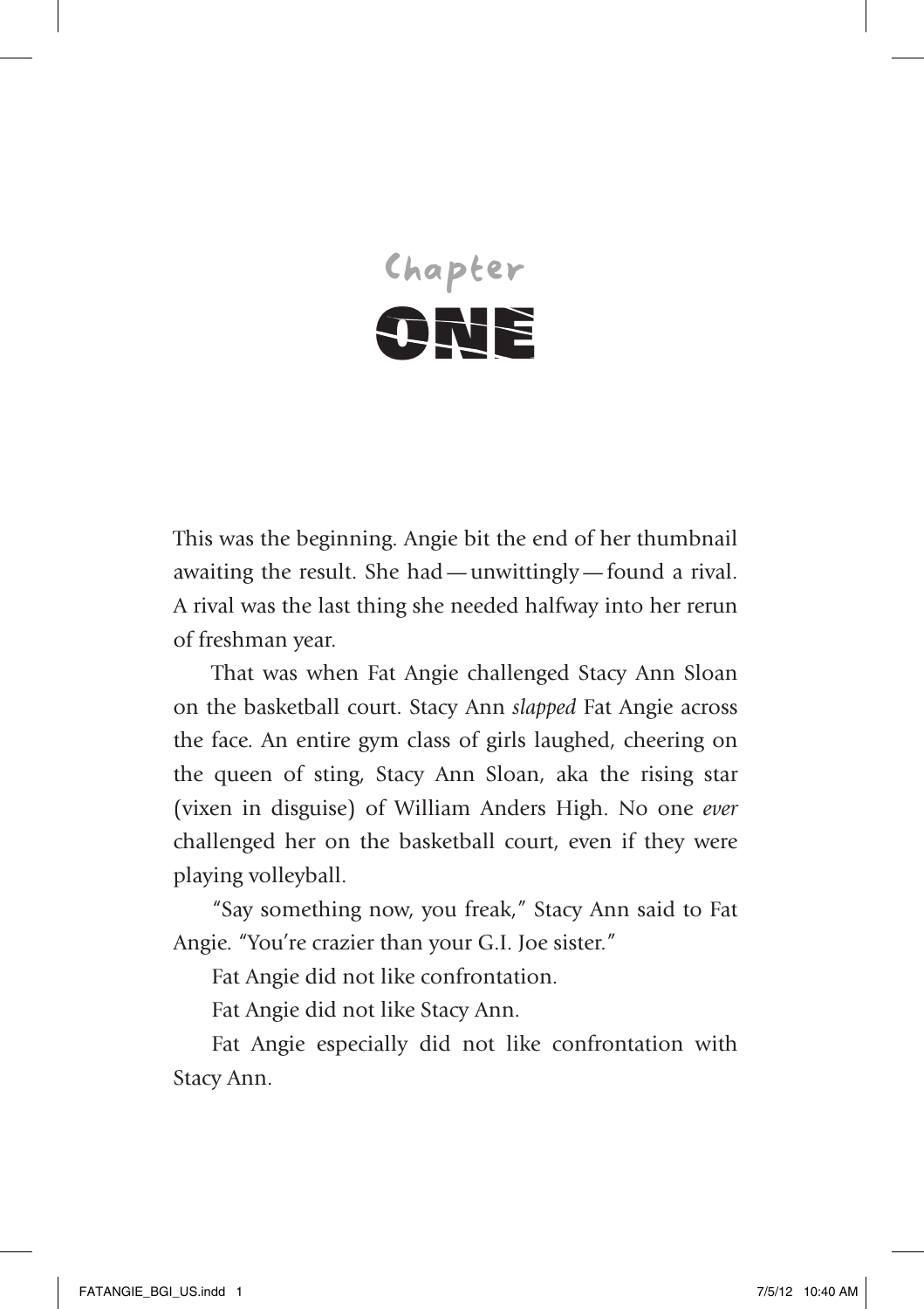# Chapter ONE

This was the beginning. Angie bit the end of her thumbnail awaiting the result. She had — unwittingly — found a rival. A rival was the last thing she needed halfway into her rerun of freshman year.

That was when Fat Angie challenged Stacy Ann Sloan on the basketball court. Stacy Ann *slapped* Fat Angie across the face. An entire gym class of girls laughed, cheering on the queen of sting, Stacy Ann Sloan, aka the rising star (vixen in disguise) of William Anders High. No one *ever* challenged her on the basketball court, even if they were playing volleyball.

"Say something now, you freak," Stacy Ann said to Fat Angie. "You're crazier than your G.I. Joe sister."

Fat Angie did not like confrontation.

Fat Angie did not like Stacy Ann.

Fat Angie especially did not like confrontation with Stacy Ann.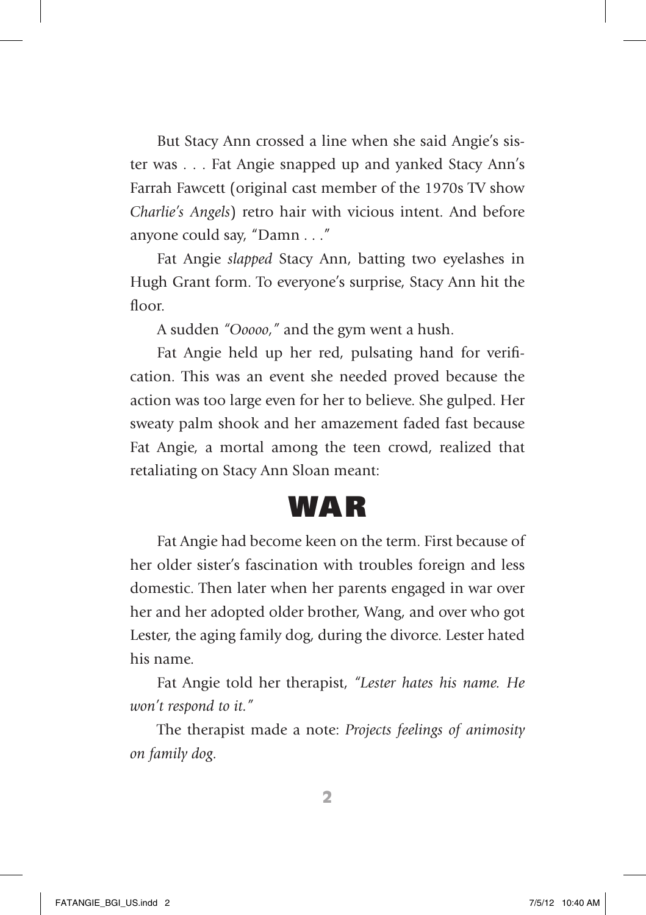But Stacy Ann crossed a line when she said Angie's sister was . . . Fat Angie snapped up and yanked Stacy Ann's Farrah Fawcett (original cast member of the 1970s TV show *Charlie's Angels*) retro hair with vicious intent. And before anyone could say, "Damn . . ."

Fat Angie *slapped* Stacy Ann, batting two eyelashes in Hugh Grant form. To everyone's surprise, Stacy Ann hit the floor.

A sudden *"Ooooo,"* and the gym went a hush.

Fat Angie held up her red, pulsating hand for verification. This was an event she needed proved because the action was too large even for her to believe. She gulped. Her sweaty palm shook and her amazement faded fast because Fat Angie, a mortal among the teen crowd, realized that retaliating on Stacy Ann Sloan meant:

# WAR

Fat Angie had become keen on the term. First because of her older sister's fascination with troubles foreign and less domestic. Then later when her parents engaged in war over her and her adopted older brother, Wang, and over who got Lester, the aging family dog, during the divorce. Lester hated his name.

Fat Angie told her therapist, *"Lester hates his name. He won't respond to it."*

The therapist made a note: *Projects feelings of animosity on family dog.*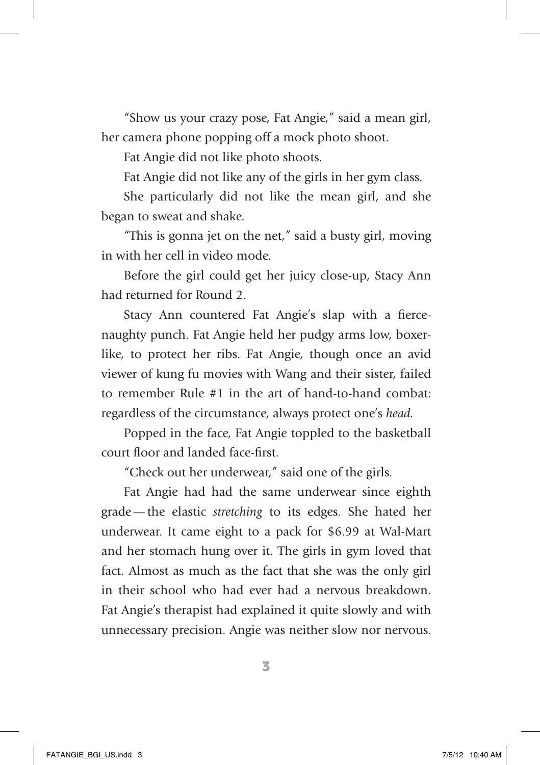"Show us your crazy pose, Fat Angie," said a mean girl, her camera phone popping off a mock photo shoot.

Fat Angie did not like photo shoots.

Fat Angie did not like any of the girls in her gym class.

She particularly did not like the mean girl, and she began to sweat and shake.

"This is gonna jet on the net," said a busty girl, moving in with her cell in video mode.

Before the girl could get her juicy close-up, Stacy Ann had returned for Round 2.

Stacy Ann countered Fat Angie's slap with a fierce-naughty punch. Fat Angie held her pudgy arms low, boxer-like, to protect her ribs. Fat Angie, though once an avid viewer of kung fu movies with Wang and their sister, failed to remember Rule #1 in the art of hand-to-hand combat: regardless of the circumstance, always protect one's *head.*

Popped in the face, Fat Angie toppled to the basketball court floor and landed face-first.

"Check out her underwear," said one of the girls.

Fat Angie had had the same underwear since eighth grade — the elastic *stretching* to its edges. She hated her underwear. It came eight to a pack for $6.99 at Wal-Mart and her stomach hung over it. The girls in gym loved that fact. Almost as much as the fact that she was the only girl in their school who had ever had a nervous breakdown. Fat Angie's therapist had explained it quite slowly and with unnecessary precision. Angie was neither slow nor nervous.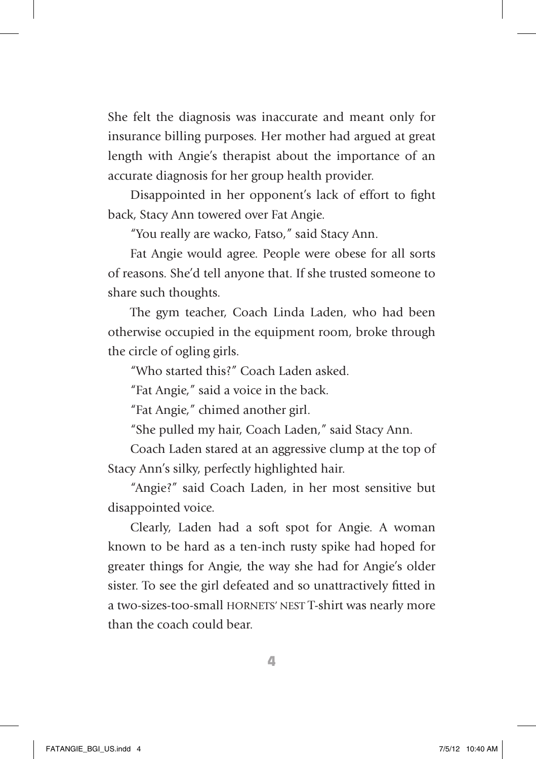She felt the diagnosis was inaccurate and meant only for insurance billing purposes. Her mother had argued at great length with Angie's therapist about the importance of an accurate diagnosis for her group health provider.

Disappointed in her opponent's lack of effort to fight back, Stacy Ann towered over Fat Angie.

"You really are wacko, Fatso," said Stacy Ann.

Fat Angie would agree. People were obese for all sorts of reasons. She'd tell anyone that. If she trusted someone to share such thoughts.

The gym teacher, Coach Linda Laden, who had been otherwise occupied in the equipment room, broke through the circle of ogling girls.

"Who started this?" Coach Laden asked.

"Fat Angie," said a voice in the back.

"Fat Angie," chimed another girl.

"She pulled my hair, Coach Laden," said Stacy Ann.

Coach Laden stared at an aggressive clump at the top of Stacy Ann's silky, perfectly highlighted hair.

"Angie?" said Coach Laden, in her most sensitive but disappointed voice.

Clearly, Laden had a soft spot for Angie. A woman known to be hard as a ten-inch rusty spike had hoped for greater things for Angie, the way she had for Angie's older sister. To see the girl defeated and so unattractively fitted in a two-sizes-too-small HORNETS' NEST T-shirt was nearly more than the coach could bear.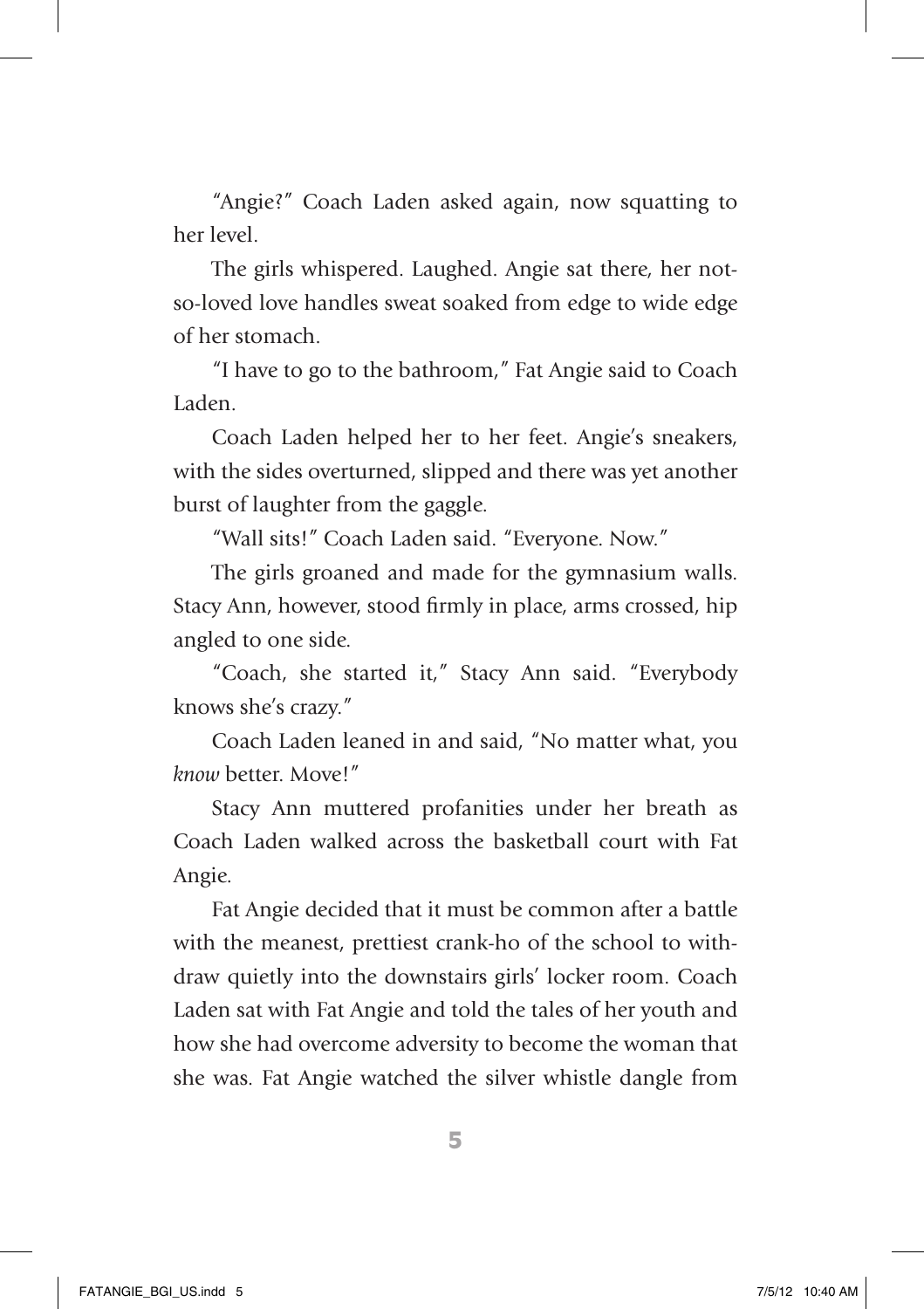"Angie?" Coach Laden asked again, now squatting to her level.

The girls whispered. Laughed. Angie sat there, her not-so-loved love handles sweat soaked from edge to wide edge of her stomach.

"I have to go to the bathroom," Fat Angie said to Coach Laden.

Coach Laden helped her to her feet. Angie's sneakers, with the sides overturned, slipped and there was yet another burst of laughter from the gaggle.

"Wall sits!" Coach Laden said. "Everyone. Now."

The girls groaned and made for the gymnasium walls. Stacy Ann, however, stood firmly in place, arms crossed, hip angled to one side.

"Coach, she started it," Stacy Ann said. "Everybody knows she's crazy."

Coach Laden leaned in and said, "No matter what, you *know* better. Move!"

Stacy Ann muttered profanities under her breath as Coach Laden walked across the basketball court with Fat Angie.

Fat Angie decided that it must be common after a battle with the meanest, prettiest crank-ho of the school to withdraw quietly into the downstairs girls' locker room. Coach Laden sat with Fat Angie and told the tales of her youth and how she had overcome adversity to become the woman that she was. Fat Angie watched the silver whistle dangle from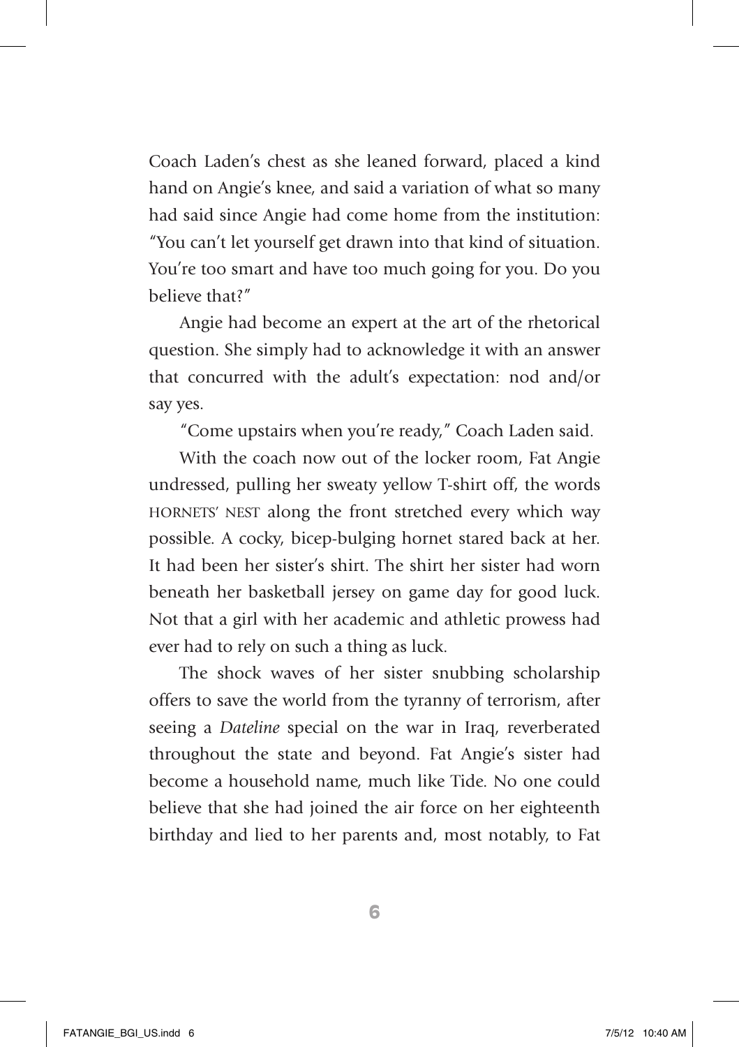Coach Laden's chest as she leaned forward, placed a kind hand on Angie's knee, and said a variation of what so many had said since Angie had come home from the institution: "You can't let yourself get drawn into that kind of situation. You're too smart and have too much going for you. Do you believe that?"

Angie had become an expert at the art of the rhetorical question. She simply had to acknowledge it with an answer that concurred with the adult's expectation: nod and/or say yes.

"Come upstairs when you're ready," Coach Laden said.

With the coach now out of the locker room, Fat Angie undressed, pulling her sweaty yellow T-shirt off, the words HORNETS' NEST along the front stretched every which way possible. A cocky, bicep-bulging hornet stared back at her. It had been her sister's shirt. The shirt her sister had worn beneath her basketball jersey on game day for good luck. Not that a girl with her academic and athletic prowess had ever had to rely on such a thing as luck.

The shock waves of her sister snubbing scholarship offers to save the world from the tyranny of terrorism, after seeing a *Dateline* special on the war in Iraq, reverberated throughout the state and beyond. Fat Angie's sister had become a household name, much like Tide. No one could believe that she had joined the air force on her eighteenth birthday and lied to her parents and, most notably, to Fat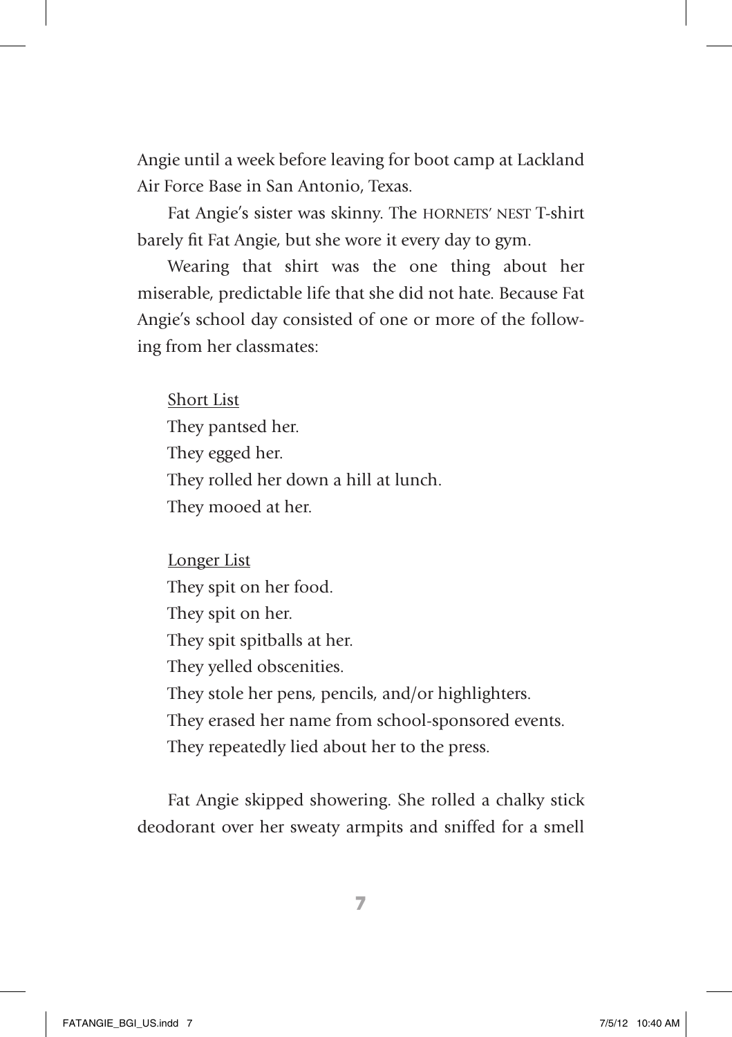Angie until a week before leaving for boot camp at Lackland Air Force Base in San Antonio, Texas.

Fat Angie's sister was skinny. The HORNETS' NEST T-shirt barely fit Fat Angie, but she wore it every day to gym.

Wearing that shirt was the one thing about her miserable, predictable life that she did not hate. Because Fat Angie's school day consisted of one or more of the following from her classmates:

<u>Short List</u>  
They pantsed her.  
They egged her.  
They rolled her down a hill at lunch.  
They mooed at her.

<u>Longer List</u>  
They spit on her food.  
They spit on her.  
They spit spitballs at her.  
They yelled obscenities.  
They stole her pens, pencils, and/or highlighters.  
They erased her name from school-sponsored events.  
They repeatedly lied about her to the press.

Fat Angie skipped showering. She rolled a chalky stick deodorant over her sweaty armpits and sniffed for a smell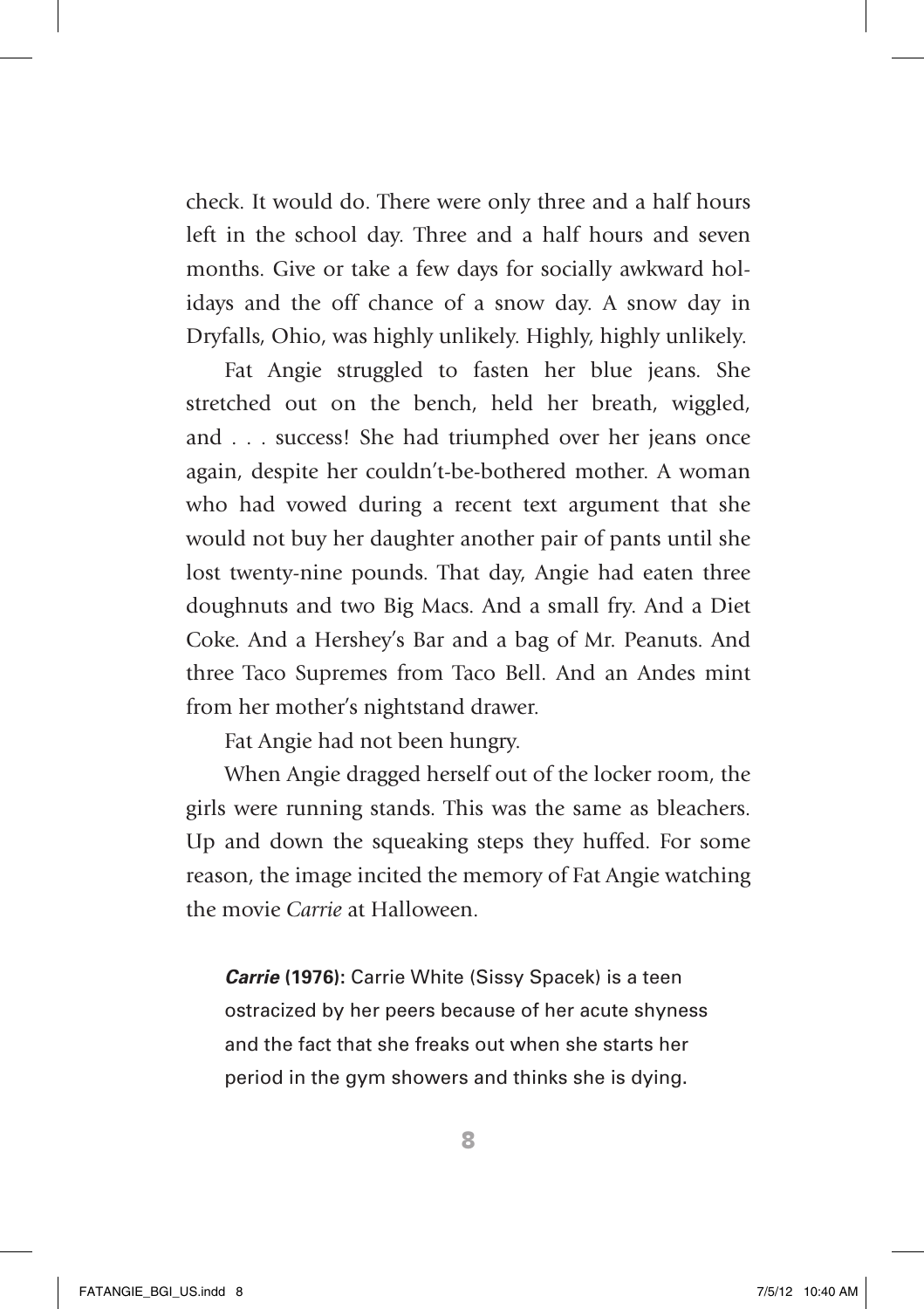check. It would do. There were only three and a half hours left in the school day. Three and a half hours and seven months. Give or take a few days for socially awkward holidays and the off chance of a snow day. A snow day in Dryfalls, Ohio, was highly unlikely. Highly, highly unlikely.

Fat Angie struggled to fasten her blue jeans. She stretched out on the bench, held her breath, wiggled, and . . . success! She had triumphed over her jeans once again, despite her couldn't-be-bothered mother. A woman who had vowed during a recent text argument that she would not buy her daughter another pair of pants until she lost twenty-nine pounds. That day, Angie had eaten three doughnuts and two Big Macs. And a small fry. And a Diet Coke. And a Hershey's Bar and a bag of Mr. Peanuts. And three Taco Supremes from Taco Bell. And an Andes mint from her mother's nightstand drawer.

Fat Angie had not been hungry.

When Angie dragged herself out of the locker room, the girls were running stands. This was the same as bleachers. Up and down the squeaking steps they huffed. For some reason, the image incited the memory of Fat Angie watching the movie *Carrie* at Halloween.

> ***Carrie* (1976):** Carrie White (Sissy Spacek) is a teen ostracized by her peers because of her acute shyness and the fact that she freaks out when she starts her period in the gym showers and thinks she is dying.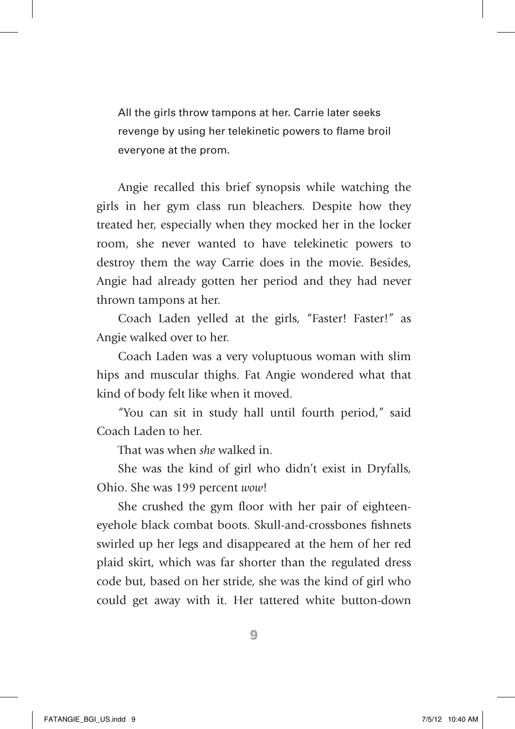All the girls throw tampons at her. Carrie later seeks revenge by using her telekinetic powers to flame broil everyone at the prom.

Angie recalled this brief synopsis while watching the girls in her gym class run bleachers. Despite how they treated her, especially when they mocked her in the locker room, she never wanted to have telekinetic powers to destroy them the way Carrie does in the movie. Besides, Angie had already gotten her period and they had never thrown tampons at her.

Coach Laden yelled at the girls, "Faster! Faster!" as Angie walked over to her.

Coach Laden was a very voluptuous woman with slim hips and muscular thighs. Fat Angie wondered what that kind of body felt like when it moved.

"You can sit in study hall until fourth period," said Coach Laden to her.

That was when *she* walked in.

She was the kind of girl who didn't exist in Dryfalls, Ohio. She was 199 percent *wow*!

She crushed the gym floor with her pair of eighteen-eyehole black combat boots. Skull-and-crossbones fishnets swirled up her legs and disappeared at the hem of her red plaid skirt, which was far shorter than the regulated dress code but, based on her stride, she was the kind of girl who could get away with it. Her tattered white button-down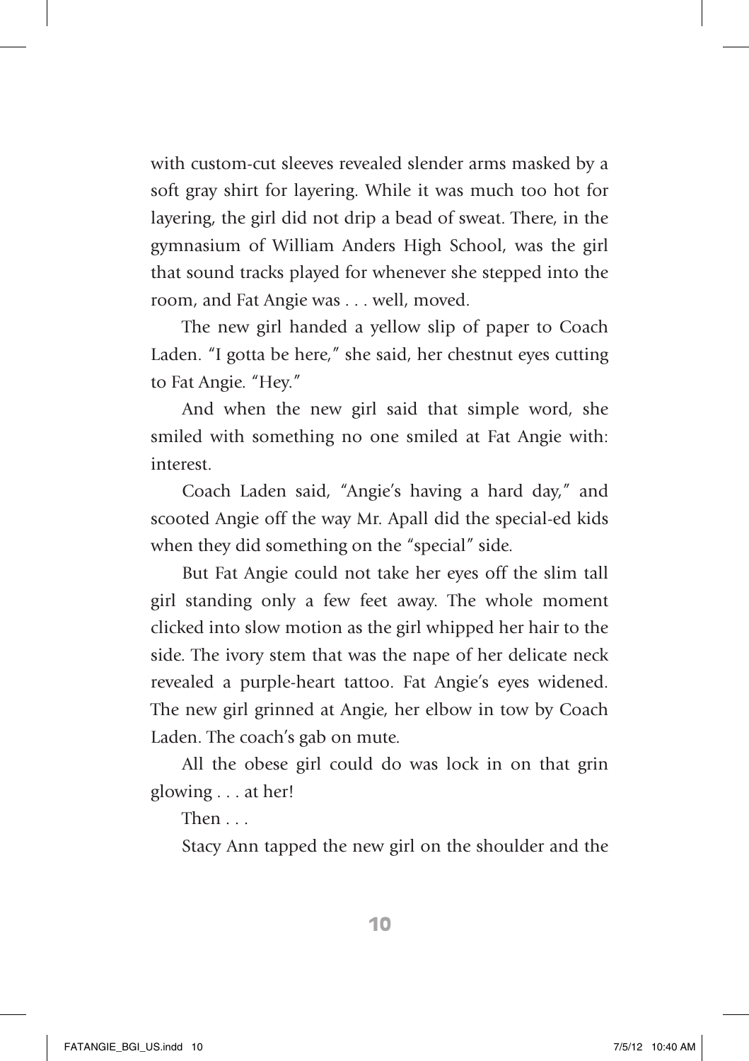with custom-cut sleeves revealed slender arms masked by a soft gray shirt for layering. While it was much too hot for layering, the girl did not drip a bead of sweat. There, in the gymnasium of William Anders High School, was the girl that sound tracks played for whenever she stepped into the room, and Fat Angie was . . . well, moved.

The new girl handed a yellow slip of paper to Coach Laden. "I gotta be here," she said, her chestnut eyes cutting to Fat Angie. "Hey."

And when the new girl said that simple word, she smiled with something no one smiled at Fat Angie with: interest.

Coach Laden said, "Angie's having a hard day," and scooted Angie off the way Mr. Apall did the special-ed kids when they did something on the "special" side.

But Fat Angie could not take her eyes off the slim tall girl standing only a few feet away. The whole moment clicked into slow motion as the girl whipped her hair to the side. The ivory stem that was the nape of her delicate neck revealed a purple-heart tattoo. Fat Angie's eyes widened. The new girl grinned at Angie, her elbow in tow by Coach Laden. The coach's gab on mute.

All the obese girl could do was lock in on that grin glowing . . . at her!

Then . . .

Stacy Ann tapped the new girl on the shoulder and the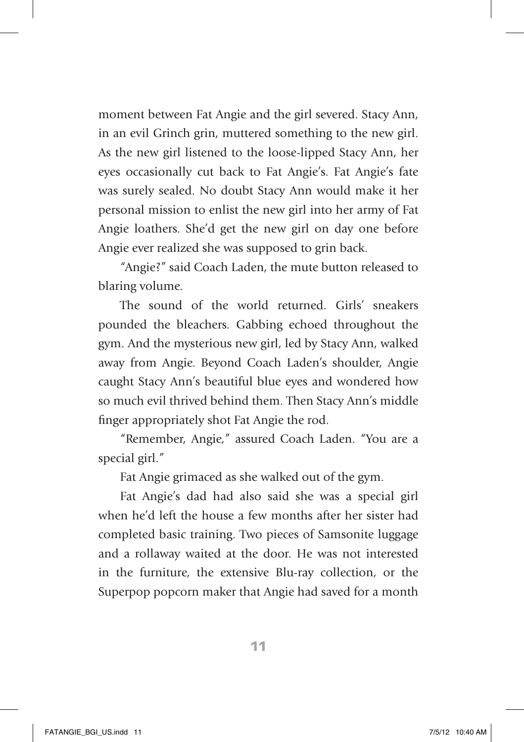moment between Fat Angie and the girl severed. Stacy Ann, in an evil Grinch grin, muttered something to the new girl. As the new girl listened to the loose-lipped Stacy Ann, her eyes occasionally cut back to Fat Angie's. Fat Angie's fate was surely sealed. No doubt Stacy Ann would make it her personal mission to enlist the new girl into her army of Fat Angie loathers. She'd get the new girl on day one before Angie ever realized she was supposed to grin back.

"Angie?" said Coach Laden, the mute button released to blaring volume.

The sound of the world returned. Girls' sneakers pounded the bleachers. Gabbing echoed throughout the gym. And the mysterious new girl, led by Stacy Ann, walked away from Angie. Beyond Coach Laden's shoulder, Angie caught Stacy Ann's beautiful blue eyes and wondered how so much evil thrived behind them. Then Stacy Ann's middle finger appropriately shot Fat Angie the rod.

"Remember, Angie," assured Coach Laden. "You are a special girl."

Fat Angie grimaced as she walked out of the gym.

Fat Angie's dad had also said she was a special girl when he'd left the house a few months after her sister had completed basic training. Two pieces of Samsonite luggage and a rollaway waited at the door. He was not interested in the furniture, the extensive Blu-ray collection, or the Superpop popcorn maker that Angie had saved for a month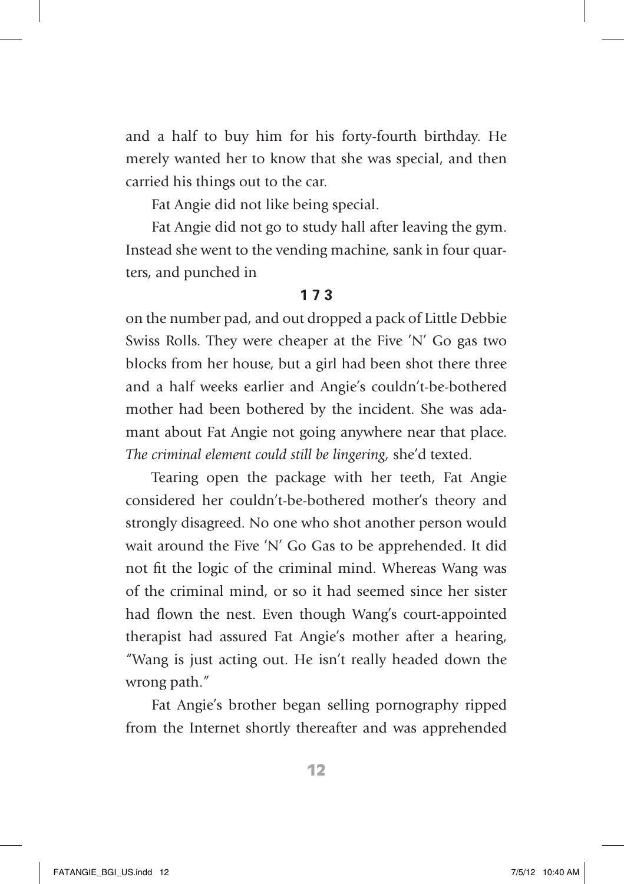and a half to buy him for his forty-fourth birthday. He merely wanted her to know that she was special, and then carried his things out to the car.

Fat Angie did not like being special.

Fat Angie did not go to study hall after leaving the gym. Instead she went to the vending machine, sank in four quarters, and punched in

**1 7 3**

on the number pad, and out dropped a pack of Little Debbie Swiss Rolls. They were cheaper at the Five 'N' Go gas two blocks from her house, but a girl had been shot there three and a half weeks earlier and Angie's couldn't-be-bothered mother had been bothered by the incident. She was adamant about Fat Angie not going anywhere near that place. *The criminal element could still be lingering,* she'd texted.

Tearing open the package with her teeth, Fat Angie considered her couldn't-be-bothered mother's theory and strongly disagreed. No one who shot another person would wait around the Five 'N' Go Gas to be apprehended. It did not fit the logic of the criminal mind. Whereas Wang was of the criminal mind, or so it had seemed since her sister had flown the nest. Even though Wang's court-appointed therapist had assured Fat Angie's mother after a hearing, "Wang is just acting out. He isn't really headed down the wrong path."

Fat Angie's brother began selling pornography ripped from the Internet shortly thereafter and was apprehended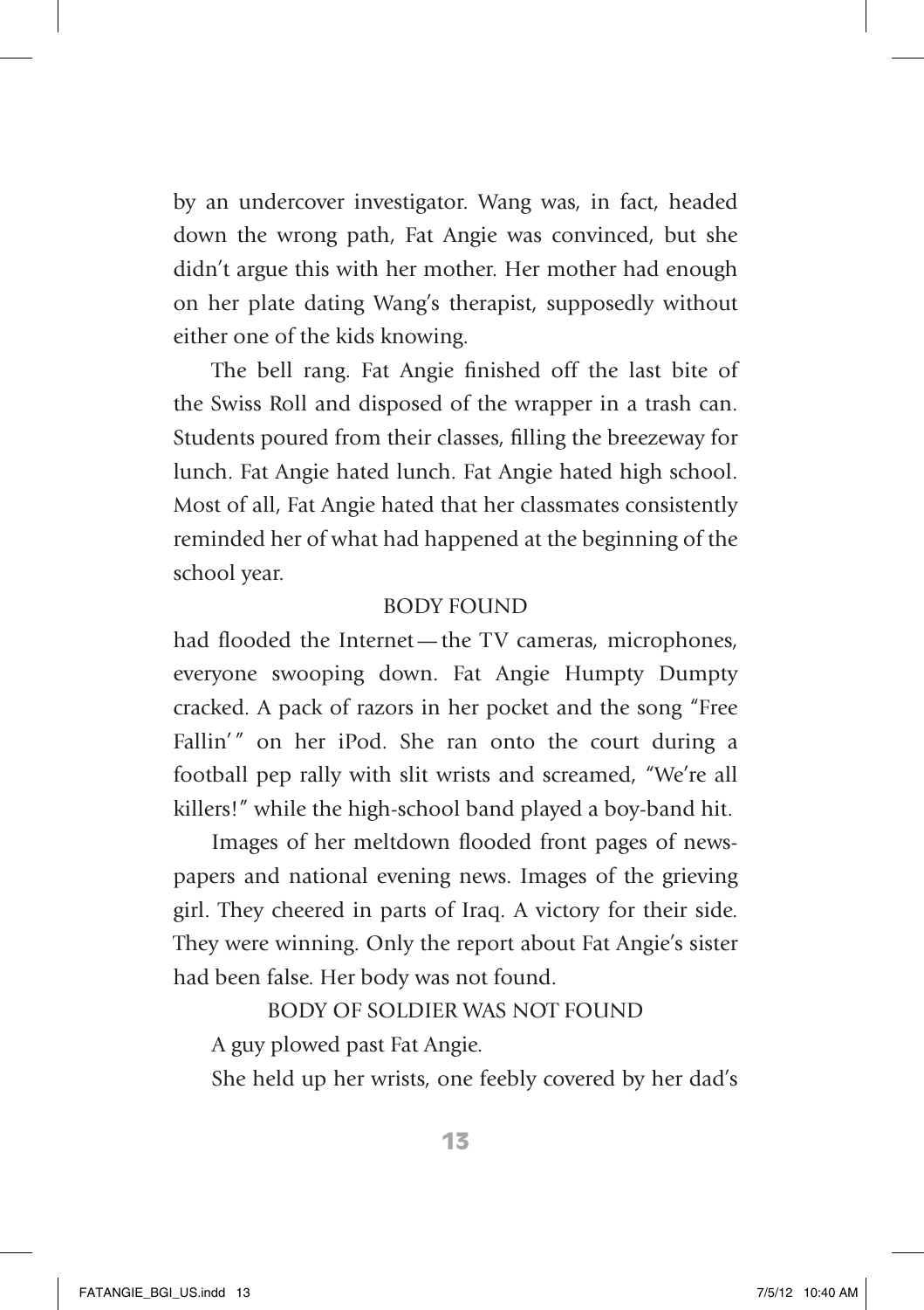by an undercover investigator. Wang was, in fact, headed down the wrong path, Fat Angie was convinced, but she didn't argue this with her mother. Her mother had enough on her plate dating Wang's therapist, supposedly without either one of the kids knowing.

The bell rang. Fat Angie finished off the last bite of the Swiss Roll and disposed of the wrapper in a trash can. Students poured from their classes, filling the breezeway for lunch. Fat Angie hated lunch. Fat Angie hated high school. Most of all, Fat Angie hated that her classmates consistently reminded her of what had happened at the beginning of the school year.

BODY FOUND

had flooded the Internet — the TV cameras, microphones, everyone swooping down. Fat Angie Humpty Dumpty cracked. A pack of razors in her pocket and the song "Free Fallin'" on her iPod. She ran onto the court during a football pep rally with slit wrists and screamed, "We're all killers!" while the high-school band played a boy-band hit.

Images of her meltdown flooded front pages of newspapers and national evening news. Images of the grieving girl. They cheered in parts of Iraq. A victory for their side. They were winning. Only the report about Fat Angie's sister had been false. Her body was not found.

BODY OF SOLDIER WAS NOT FOUND

A guy plowed past Fat Angie.

She held up her wrists, one feebly covered by her dad's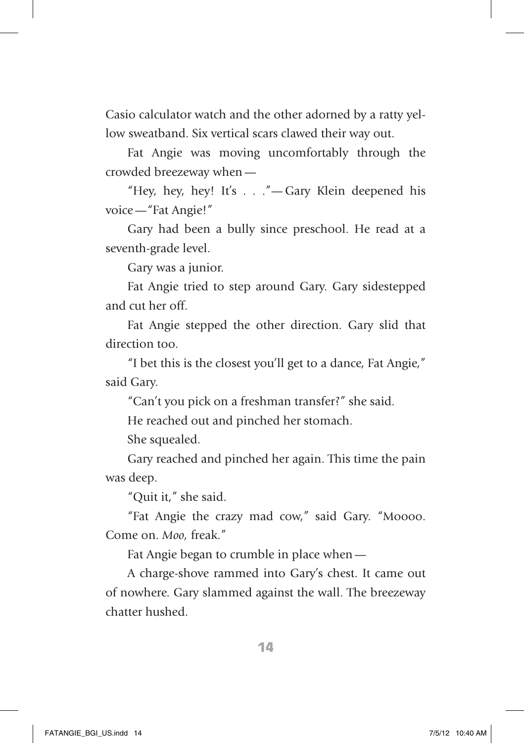Casio calculator watch and the other adorned by a ratty yellow sweatband. Six vertical scars clawed their way out.

Fat Angie was moving uncomfortably through the crowded breezeway when —

"Hey, hey, hey! It's . . ." — Gary Klein deepened his voice — "Fat Angie!"

Gary had been a bully since preschool. He read at a seventh-grade level.

Gary was a junior.

Fat Angie tried to step around Gary. Gary sidestepped and cut her off.

Fat Angie stepped the other direction. Gary slid that direction too.

"I bet this is the closest you'll get to a dance, Fat Angie," said Gary.

"Can't you pick on a freshman transfer?" she said.

He reached out and pinched her stomach.

She squealed.

Gary reached and pinched her again. This time the pain was deep.

"Quit it," she said.

"Fat Angie the crazy mad cow," said Gary. "Moooo. Come on. *Moo,* freak."

Fat Angie began to crumble in place when —

A charge-shove rammed into Gary's chest. It came out of nowhere. Gary slammed against the wall. The breezeway chatter hushed.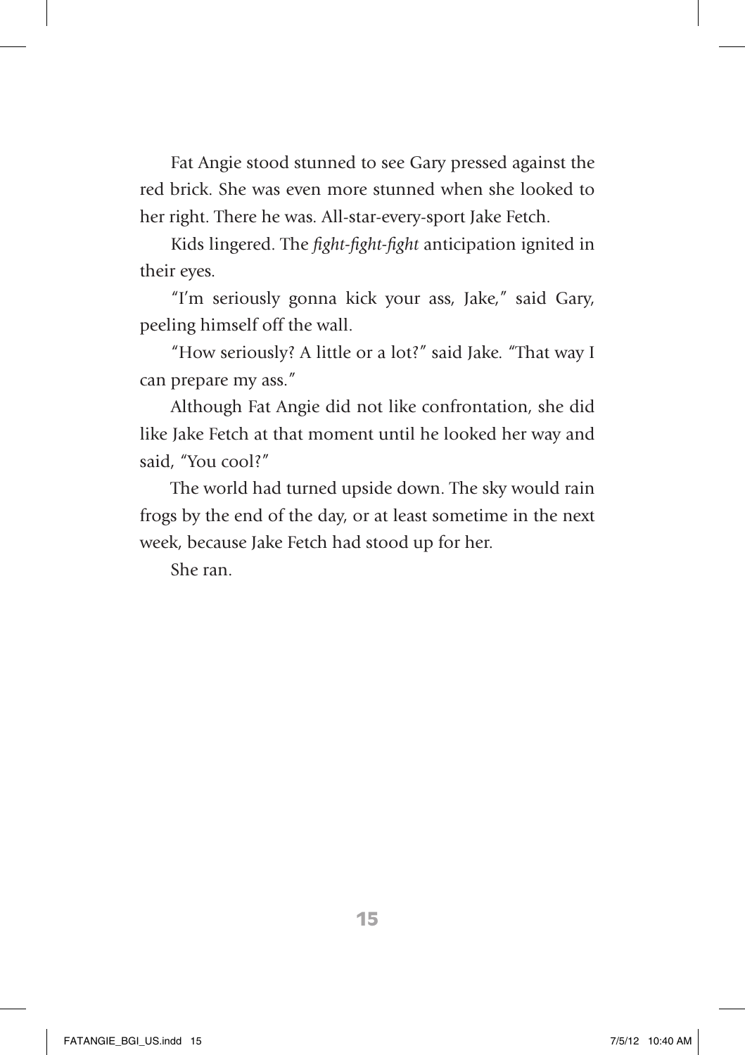Fat Angie stood stunned to see Gary pressed against the red brick. She was even more stunned when she looked to her right. There he was. All-star-every-sport Jake Fetch.

Kids lingered. The *fight-fight-fight* anticipation ignited in their eyes.

"I'm seriously gonna kick your ass, Jake," said Gary, peeling himself off the wall.

"How seriously? A little or a lot?" said Jake. "That way I can prepare my ass."

Although Fat Angie did not like confrontation, she did like Jake Fetch at that moment until he looked her way and said, "You cool?"

The world had turned upside down. The sky would rain frogs by the end of the day, or at least sometime in the next week, because Jake Fetch had stood up for her.

She ran.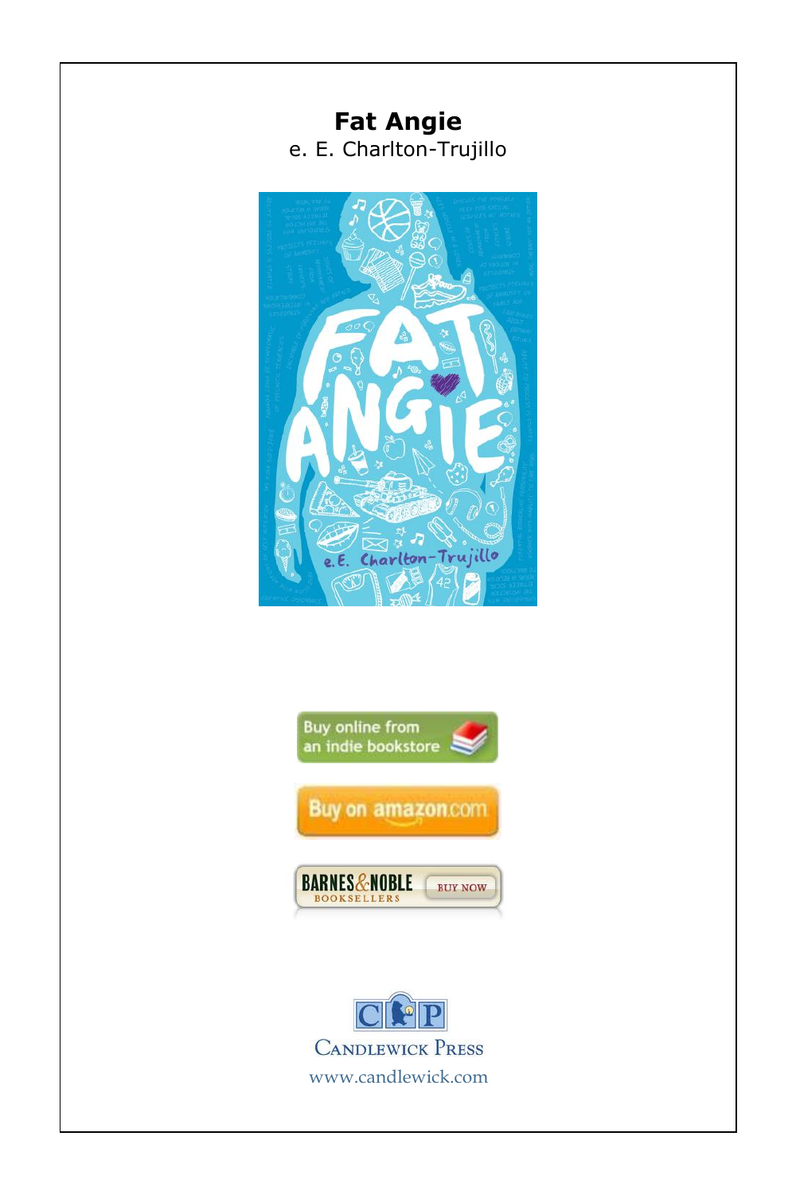**Fat Angie**

e. E. Charlton-Trujillo

Buy online from an indie bookstore

Buy on amazon.com

BARNES & NOBLE BOOKSELLERS BUY NOW

Candlewick Press

www.candlewick.com